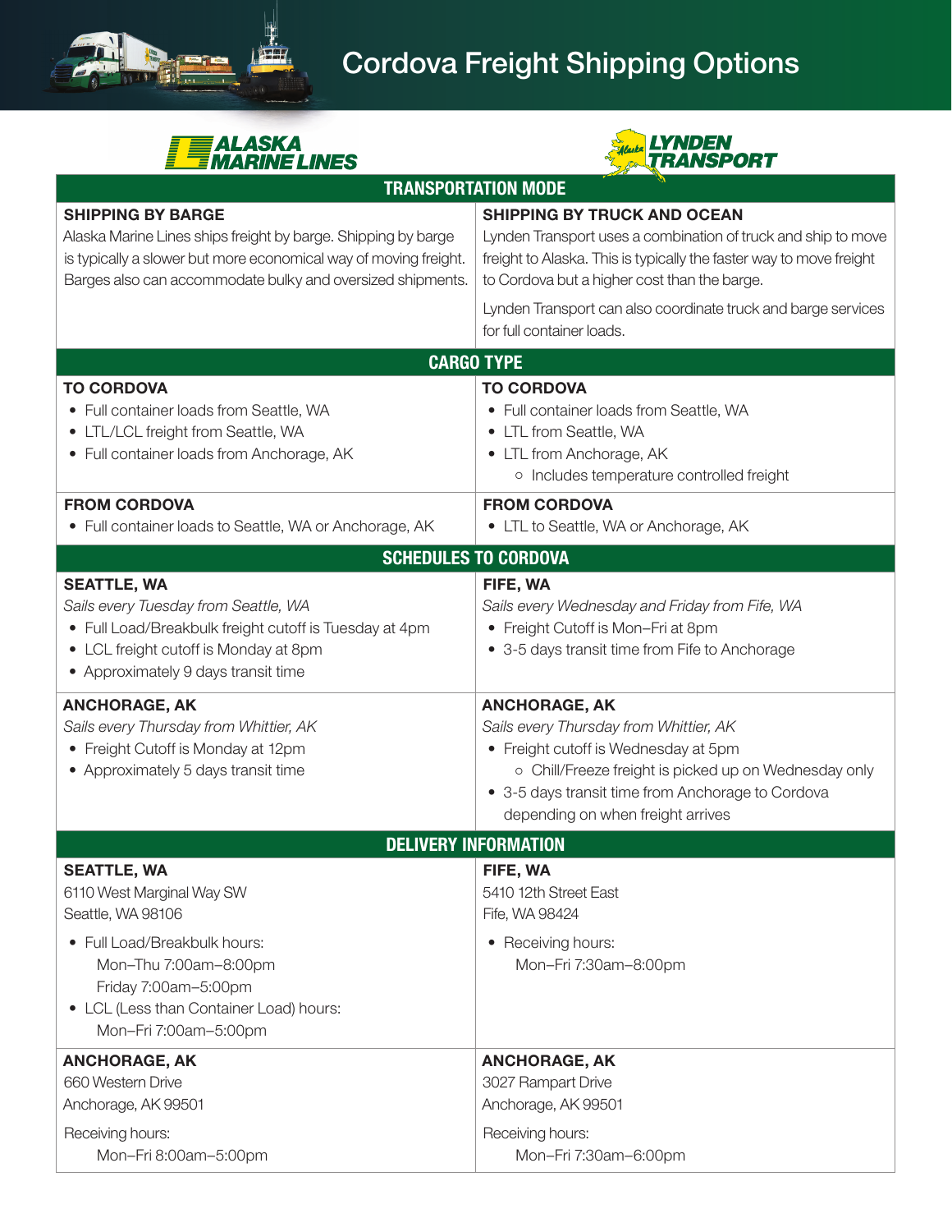# Cordova Freight Shipping Options

| ALASKA MARINE LINES | LYNDEN TRANSPORT |
|---|---|
| **TRANSPORTATION MODE** | |
| **SHIPPING BY BARGE**<br>Alaska Marine Lines ships freight by barge. Shipping by barge is typically a slower but more economical way of moving freight. Barges also can accommodate bulky and oversized shipments. | **SHIPPING BY TRUCK AND OCEAN**<br>Lynden Transport uses a combination of truck and ship to move freight to Alaska. This is typically the faster way to move freight to Cordova but a higher cost than the barge.<br>Lynden Transport can also coordinate truck and barge services for full container loads. |
| **CARGO TYPE** | |
| **TO CORDOVA**<br>• Full container loads from Seattle, WA<br>• LTL/LCL freight from Seattle, WA<br>• Full container loads from Anchorage, AK | **TO CORDOVA**<br>• Full container loads from Seattle, WA<br>• LTL from Seattle, WA<br>• LTL from Anchorage, AK<br>  ○ Includes temperature controlled freight |
| **FROM CORDOVA**<br>• Full container loads to Seattle, WA or Anchorage, AK | **FROM CORDOVA**<br>• LTL to Seattle, WA or Anchorage, AK |
| **SCHEDULES TO CORDOVA** | |
| **SEATTLE, WA**<br>*Sails every Tuesday from Seattle, WA*<br>• Full Load/Breakbulk freight cutoff is Tuesday at 4pm<br>• LCL freight cutoff is Monday at 8pm<br>• Approximately 9 days transit time | **FIFE, WA**<br>*Sails every Wednesday and Friday from Fife, WA*<br>• Freight Cutoff is Mon–Fri at 8pm<br>• 3-5 days transit time from Fife to Anchorage |
| **ANCHORAGE, AK**<br>*Sails every Thursday from Whittier, AK*<br>• Freight Cutoff is Monday at 12pm<br>• Approximately 5 days transit time | **ANCHORAGE, AK**<br>*Sails every Thursday from Whittier, AK*<br>• Freight cutoff is Wednesday at 5pm<br>  ○ Chill/Freeze freight is picked up on Wednesday only<br>• 3-5 days transit time from Anchorage to Cordova depending on when freight arrives |
| **DELIVERY INFORMATION** | |
| **SEATTLE, WA**<br>6110 West Marginal Way SW<br>Seattle, WA 98106<br>• Full Load/Breakbulk hours:<br>  Mon–Thu 7:00am–8:00pm<br>  Friday 7:00am–5:00pm<br>• LCL (Less than Container Load) hours:<br>  Mon–Fri 7:00am–5:00pm | **FIFE, WA**<br>5410 12th Street East<br>Fife, WA 98424<br>• Receiving hours:<br>  Mon–Fri 7:30am–8:00pm |
| **ANCHORAGE, AK**<br>660 Western Drive<br>Anchorage, AK 99501<br>Receiving hours:<br>  Mon–Fri 8:00am–5:00pm | **ANCHORAGE, AK**<br>3027 Rampart Drive<br>Anchorage, AK 99501<br>Receiving hours:<br>  Mon–Fri 7:30am–6:00pm |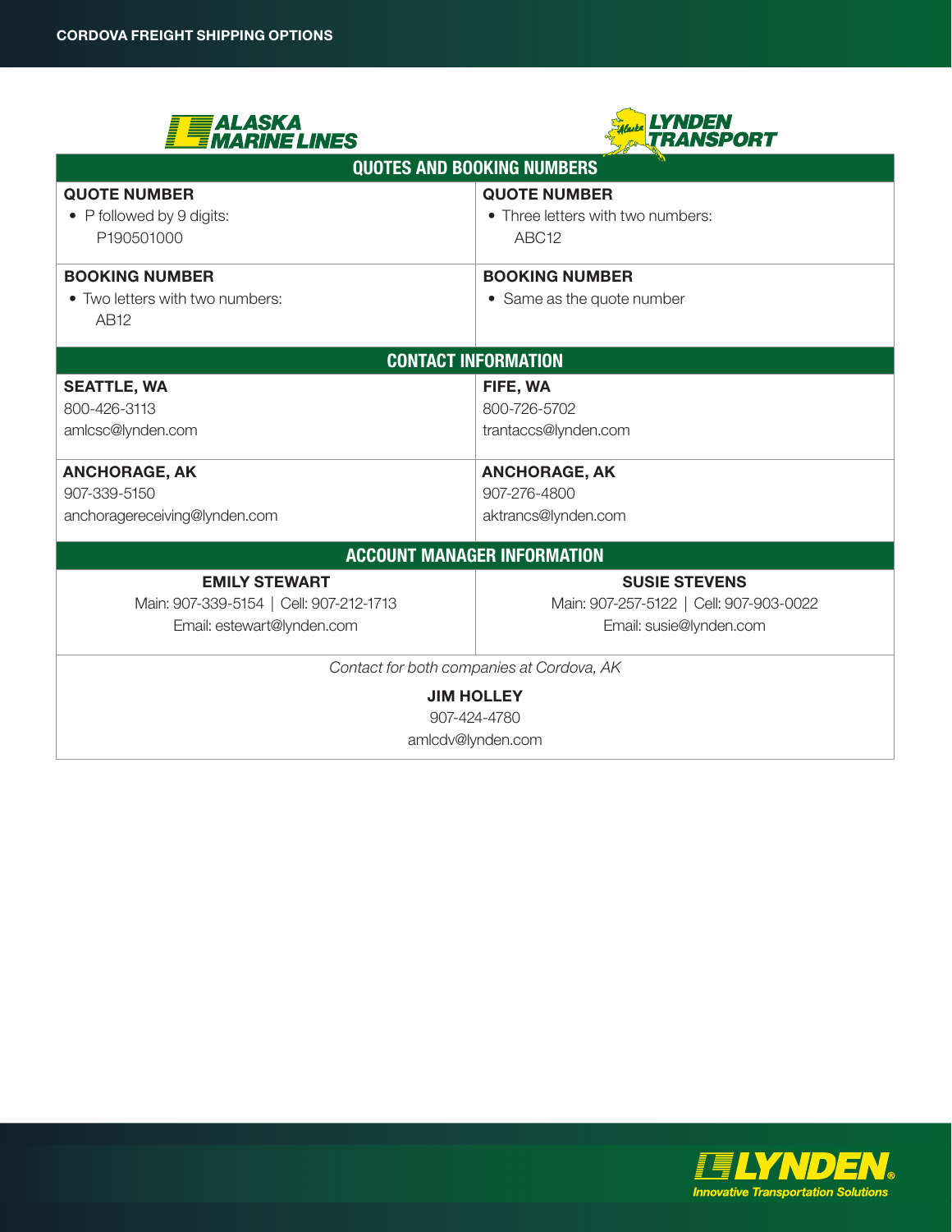# CORDOVA FREIGHT SHIPPING OPTIONS

| ALASKA MARINE LINES | LYNDEN TRANSPORT |
| --- | --- |
| **QUOTES AND BOOKING NUMBERS** | |
| **QUOTE NUMBER**<br>• P followed by 9 digits:<br>P190501000 | **QUOTE NUMBER**<br>• Three letters with two numbers:<br>ABC12 |
| **BOOKING NUMBER**<br>• Two letters with two numbers:<br>AB12 | **BOOKING NUMBER**<br>• Same as the quote number |
| **CONTACT INFORMATION** | |
| **SEATTLE, WA**<br>800-426-3113<br>amlcsc@lynden.com | **FIFE, WA**<br>800-726-5702<br>trantaccs@lynden.com |
| **ANCHORAGE, AK**<br>907-339-5150<br>anchoragereceiving@lynden.com | **ANCHORAGE, AK**<br>907-276-4800<br>aktrancs@lynden.com |
| **ACCOUNT MANAGER INFORMATION** | |
| **EMILY STEWART**<br>Main: 907-339-5154 \| Cell: 907-212-1713<br>Email: estewart@lynden.com | **SUSIE STEVENS**<br>Main: 907-257-5122 \| Cell: 907-903-0022<br>Email: susie@lynden.com |

*Contact for both companies at Cordova, AK*

**JIM HOLLEY**
907-424-4780
amlcdv@lynden.com

**LYNDEN**
*Innovative Transportation Solutions*